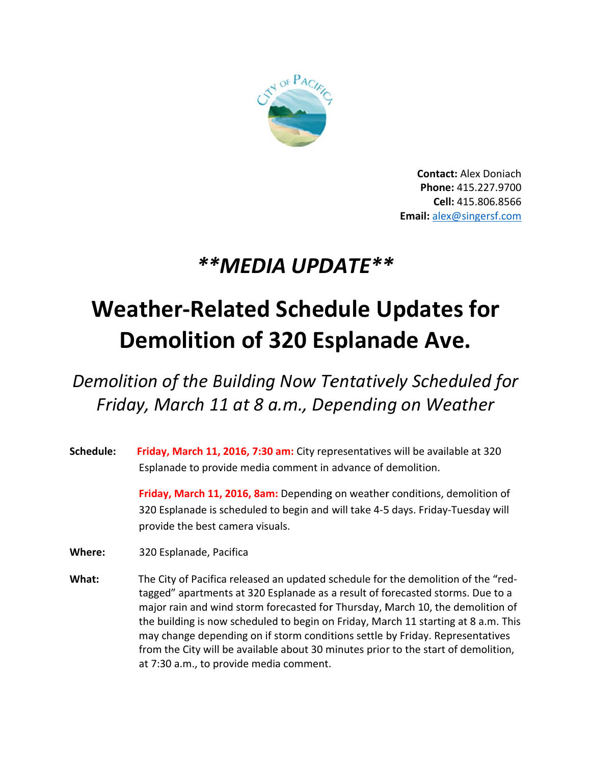**Contact:** Alex Doniach
**Phone:** 415.227.9700
**Cell:** 415.806.8566
**Email:** alex@singersf.com

# ***\*\*MEDIA UPDATE\*\****

# Weather-Related Schedule Updates for Demolition of 320 Esplanade Ave.

## *Demolition of the Building Now Tentatively Scheduled for Friday, March 11 at 8 a.m., Depending on Weather*

**Schedule:** **Friday, March 11, 2016, 7:30 am:** City representatives will be available at 320 Esplanade to provide media comment in advance of demolition.

**Friday, March 11, 2016, 8am:** Depending on weather conditions, demolition of 320 Esplanade is scheduled to begin and will take 4-5 days. Friday-Tuesday will provide the best camera visuals.

**Where:** 320 Esplanade, Pacifica

**What:** The City of Pacifica released an updated schedule for the demolition of the "red-tagged" apartments at 320 Esplanade as a result of forecasted storms. Due to a major rain and wind storm forecasted for Thursday, March 10, the demolition of the building is now scheduled to begin on Friday, March 11 starting at 8 a.m. This may change depending on if storm conditions settle by Friday. Representatives from the City will be available about 30 minutes prior to the start of demolition, at 7:30 a.m., to provide media comment.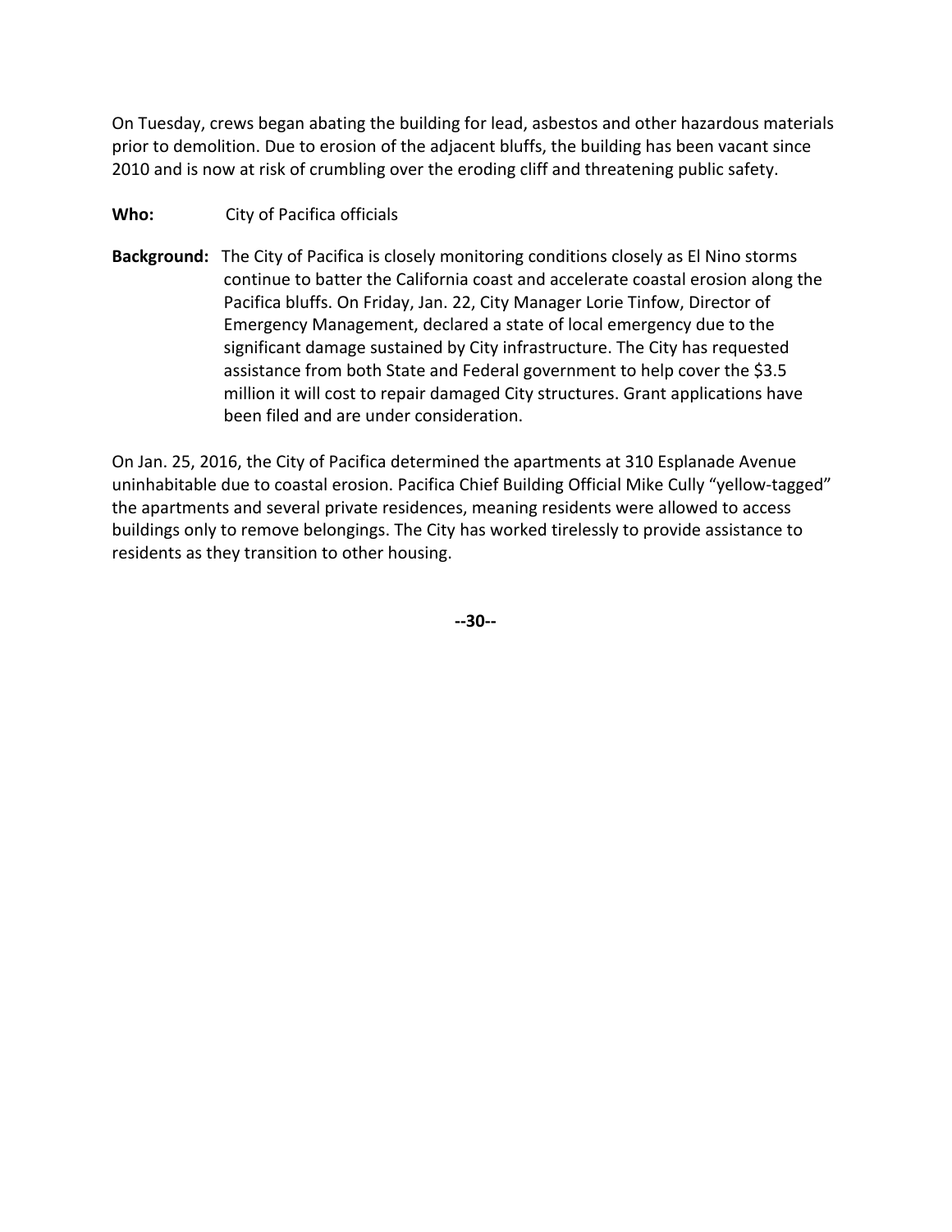On Tuesday, crews began abating the building for lead, asbestos and other hazardous materials prior to demolition. Due to erosion of the adjacent bluffs, the building has been vacant since 2010 and is now at risk of crumbling over the eroding cliff and threatening public safety.

**Who:** City of Pacifica officials

**Background:** The City of Pacifica is closely monitoring conditions closely as El Nino storms continue to batter the California coast and accelerate coastal erosion along the Pacifica bluffs. On Friday, Jan. 22, City Manager Lorie Tinfow, Director of Emergency Management, declared a state of local emergency due to the significant damage sustained by City infrastructure. The City has requested assistance from both State and Federal government to help cover the $3.5 million it will cost to repair damaged City structures. Grant applications have been filed and are under consideration.

On Jan. 25, 2016, the City of Pacifica determined the apartments at 310 Esplanade Avenue uninhabitable due to coastal erosion. Pacifica Chief Building Official Mike Cully "yellow-tagged" the apartments and several private residences, meaning residents were allowed to access buildings only to remove belongings. The City has worked tirelessly to provide assistance to residents as they transition to other housing.

**--30--**